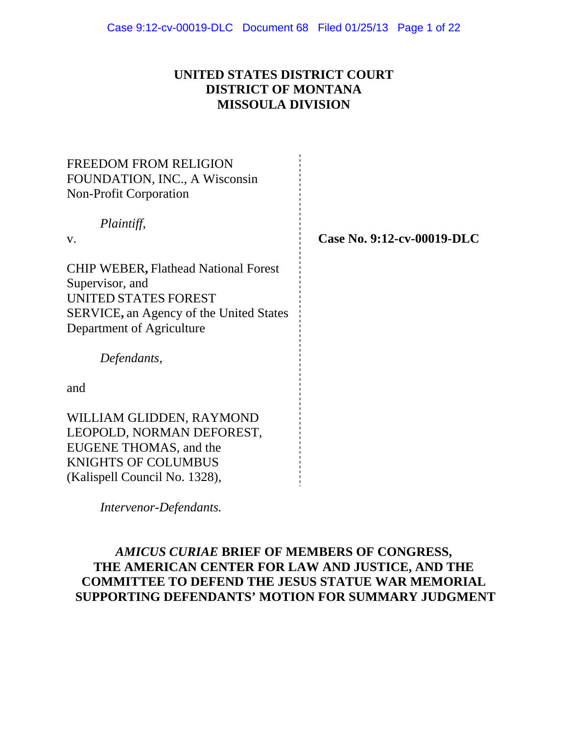# UNITED STATES DISTRICT COURT
# DISTRICT OF MONTANA
# MISSOULA DIVISION

FREEDOM FROM RELIGION FOUNDATION, INC., A Wisconsin Non-Profit Corporation

*Plaintiff*,

v.

CHIP WEBER**,** Flathead National Forest Supervisor, and
UNITED STATES FOREST SERVICE**,** an Agency of the United States Department of Agriculture

*Defendants*,

and

WILLIAM GLIDDEN, RAYMOND LEOPOLD, NORMAN DEFOREST, EUGENE THOMAS, and the KNIGHTS OF COLUMBUS (Kalispell Council No. 1328),

*Intervenor-Defendants.*

**Case No. 9:12-cv-00019-DLC**

## *AMICUS CURIAE* BRIEF OF MEMBERS OF CONGRESS, THE AMERICAN CENTER FOR LAW AND JUSTICE, AND THE COMMITTEE TO DEFEND THE JESUS STATUE WAR MEMORIAL SUPPORTING DEFENDANTS' MOTION FOR SUMMARY JUDGMENT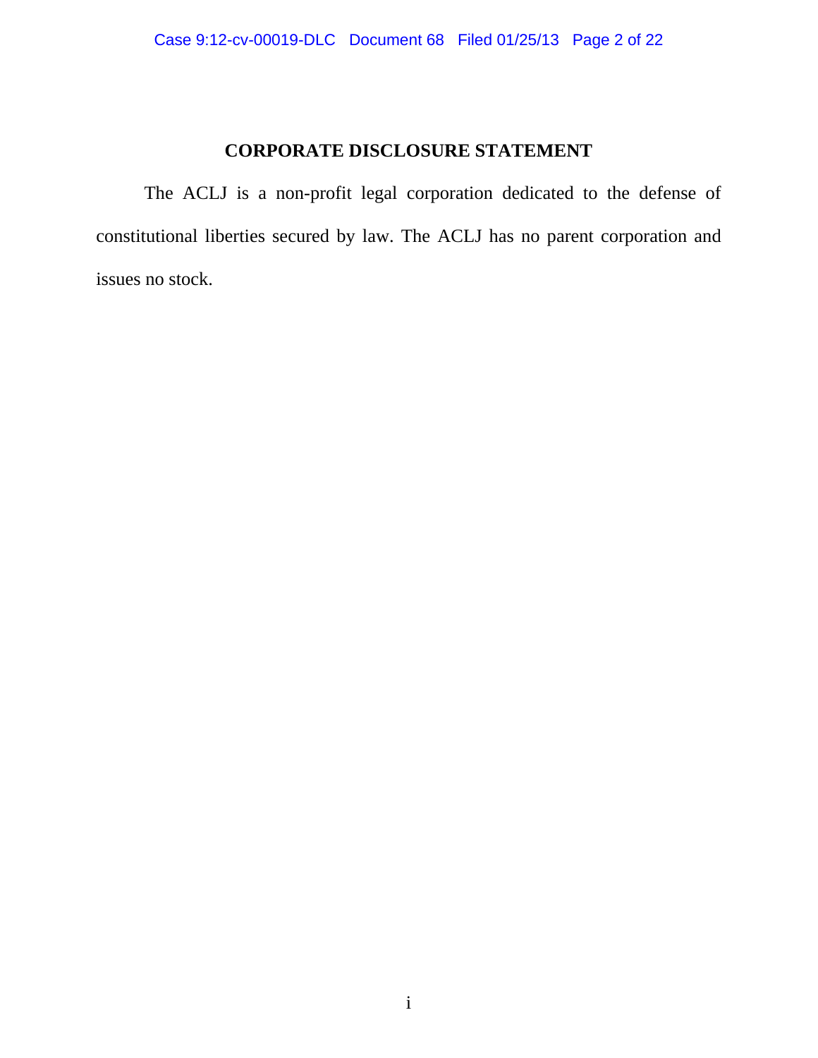## CORPORATE DISCLOSURE STATEMENT

The ACLJ is a non-profit legal corporation dedicated to the defense of constitutional liberties secured by law. The ACLJ has no parent corporation and issues no stock.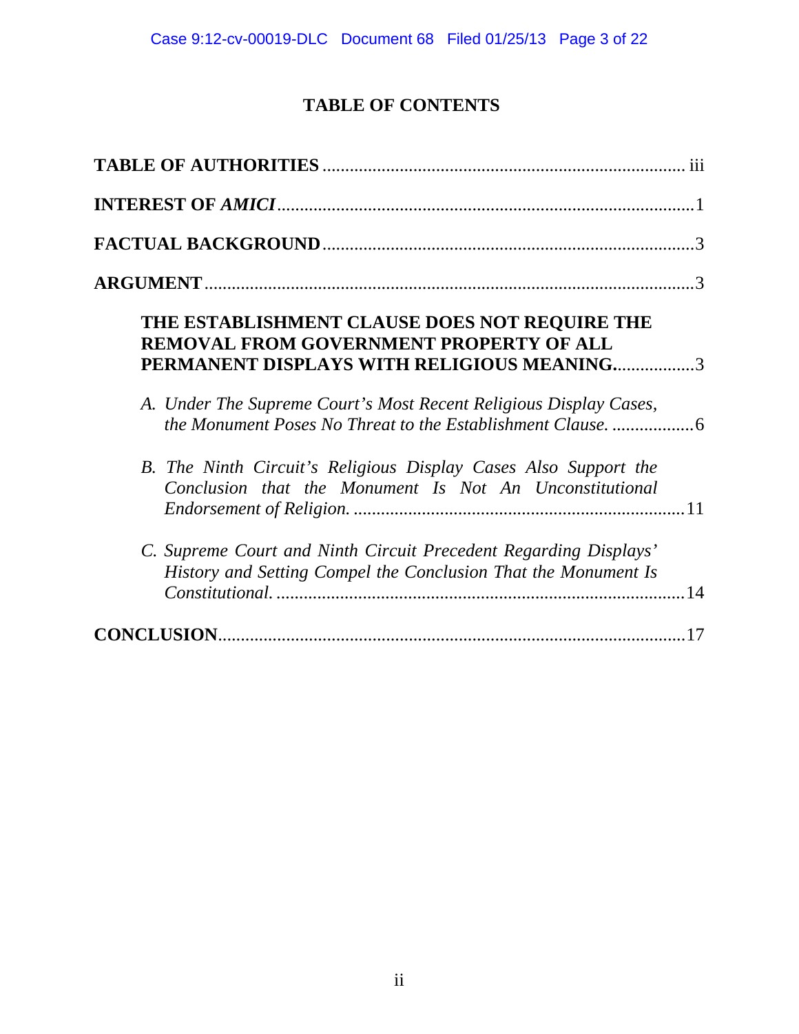# TABLE OF CONTENTS

**TABLE OF AUTHORITIES** ............................................................................... iii

**INTEREST OF *AMICI*** ...........................................................................................1

**FACTUAL BACKGROUND** .................................................................................3

**ARGUMENT** ..........................................................................................................3

**THE ESTABLISHMENT CLAUSE DOES NOT REQUIRE THE REMOVAL FROM GOVERNMENT PROPERTY OF ALL PERMANENT DISPLAYS WITH RELIGIOUS MEANING.** ................3

*A. Under The Supreme Court's Most Recent Religious Display Cases, the Monument Poses No Threat to the Establishment Clause.* ..................6

*B. The Ninth Circuit's Religious Display Cases Also Support the Conclusion that the Monument Is Not An Unconstitutional Endorsement of Religion.* ........................................................................11

*C. Supreme Court and Ninth Circuit Precedent Regarding Displays' History and Setting Compel the Conclusion That the Monument Is Constitutional.* ..........................................................................................14

**CONCLUSION** ......................................................................................................17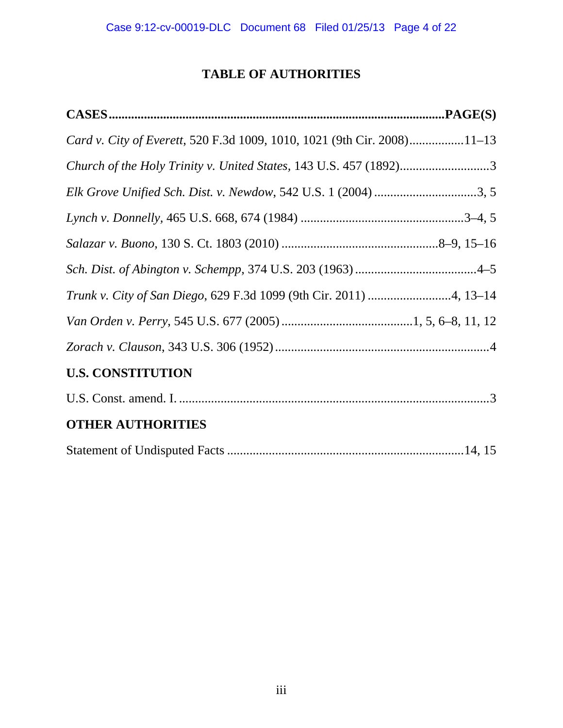# TABLE OF AUTHORITIES

**CASES........................................................................................................PAGE(S)**

*Card v. City of Everett*, 520 F.3d 1009, 1010, 1021 (9th Cir. 2008).................11–13

*Church of the Holy Trinity v. United States*, 143 U.S. 457 (1892)............................3

*Elk Grove Unified Sch. Dist. v. Newdow*, 542 U.S. 1 (2004) ................................3, 5

*Lynch v. Donnelly*, 465 U.S. 668, 674 (1984) ...................................................3–4, 5

*Salazar v. Buono*, 130 S. Ct. 1803 (2010) .................................................8–9, 15–16

*Sch. Dist. of Abington v. Schempp*, 374 U.S. 203 (1963) ......................................4–5

*Trunk v. City of San Diego*, 629 F.3d 1099 (9th Cir. 2011) ..........................4, 13–14

*Van Orden v. Perry*, 545 U.S. 677 (2005) .........................................1, 5, 6–8, 11, 12

*Zorach v. Clauson*, 343 U.S. 306 (1952)...................................................................4

## U.S. CONSTITUTION

U.S. Const. amend. I. .................................................................................................3

## OTHER AUTHORITIES

Statement of Undisputed Facts ..........................................................................14, 15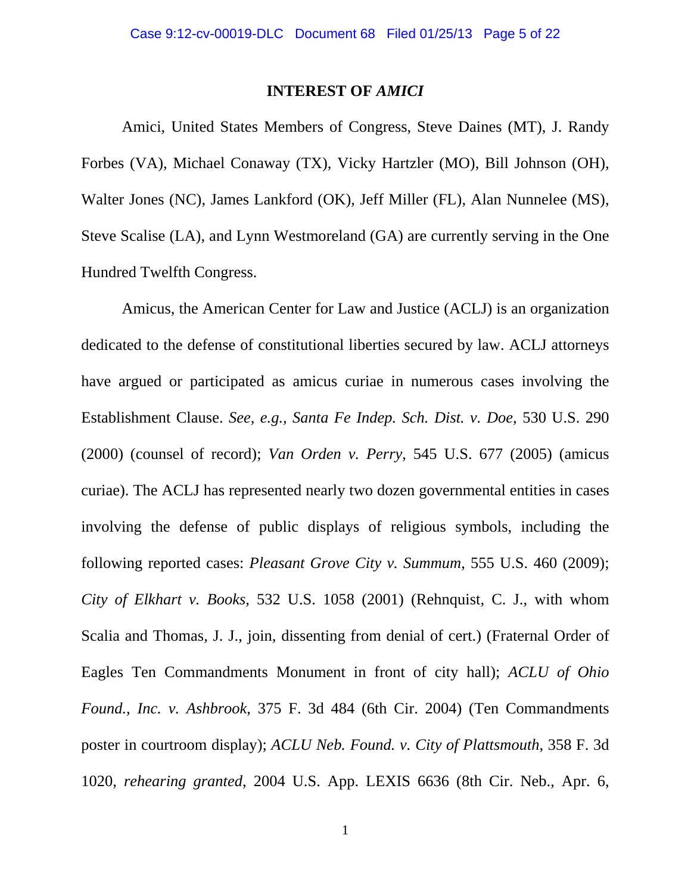## INTEREST OF *AMICI*

Amici, United States Members of Congress, Steve Daines (MT), J. Randy Forbes (VA), Michael Conaway (TX), Vicky Hartzler (MO), Bill Johnson (OH), Walter Jones (NC), James Lankford (OK), Jeff Miller (FL), Alan Nunnelee (MS), Steve Scalise (LA), and Lynn Westmoreland (GA) are currently serving in the One Hundred Twelfth Congress.

Amicus, the American Center for Law and Justice (ACLJ) is an organization dedicated to the defense of constitutional liberties secured by law. ACLJ attorneys have argued or participated as amicus curiae in numerous cases involving the Establishment Clause. *See, e.g.*, *Santa Fe Indep. Sch. Dist. v. Doe*, 530 U.S. 290 (2000) (counsel of record); *Van Orden v. Perry*, 545 U.S. 677 (2005) (amicus curiae). The ACLJ has represented nearly two dozen governmental entities in cases involving the defense of public displays of religious symbols, including the following reported cases: *Pleasant Grove City v. Summum*, 555 U.S. 460 (2009); *City of Elkhart v. Books*, 532 U.S. 1058 (2001) (Rehnquist, C. J., with whom Scalia and Thomas, J. J., join, dissenting from denial of cert.) (Fraternal Order of Eagles Ten Commandments Monument in front of city hall); *ACLU of Ohio Found., Inc. v. Ashbrook*, 375 F. 3d 484 (6th Cir. 2004) (Ten Commandments poster in courtroom display); *ACLU Neb. Found. v. City of Plattsmouth*, 358 F. 3d 1020, *rehearing granted*, 2004 U.S. App. LEXIS 6636 (8th Cir. Neb., Apr. 6,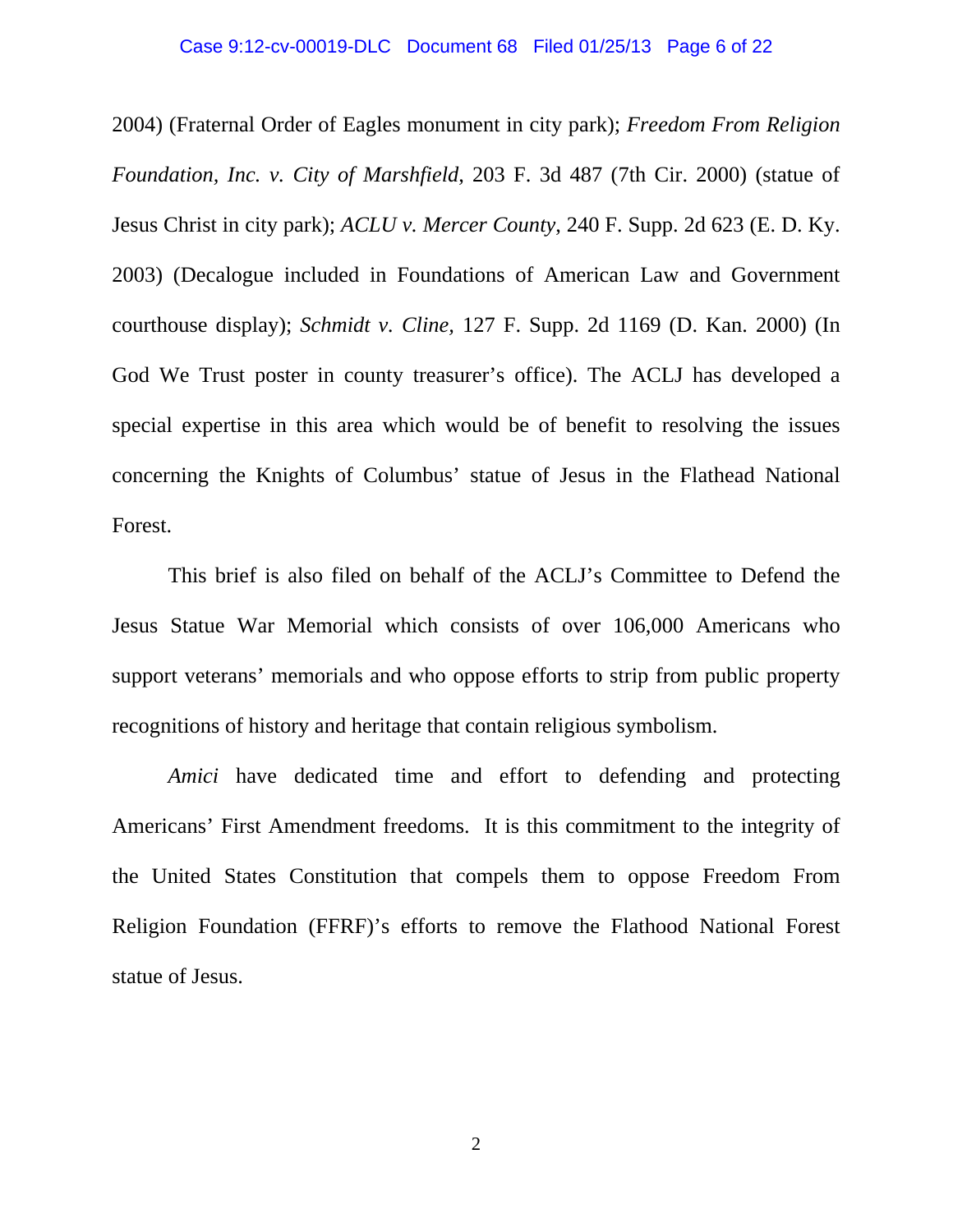2004) (Fraternal Order of Eagles monument in city park); *Freedom From Religion Foundation, Inc. v. City of Marshfield*, 203 F. 3d 487 (7th Cir. 2000) (statue of Jesus Christ in city park); *ACLU v. Mercer County*, 240 F. Supp. 2d 623 (E. D. Ky. 2003) (Decalogue included in Foundations of American Law and Government courthouse display); *Schmidt v. Cline*, 127 F. Supp. 2d 1169 (D. Kan. 2000) (In God We Trust poster in county treasurer's office). The ACLJ has developed a special expertise in this area which would be of benefit to resolving the issues concerning the Knights of Columbus' statue of Jesus in the Flathead National Forest.

This brief is also filed on behalf of the ACLJ's Committee to Defend the Jesus Statue War Memorial which consists of over 106,000 Americans who support veterans' memorials and who oppose efforts to strip from public property recognitions of history and heritage that contain religious symbolism.

*Amici* have dedicated time and effort to defending and protecting Americans' First Amendment freedoms. It is this commitment to the integrity of the United States Constitution that compels them to oppose Freedom From Religion Foundation (FFRF)'s efforts to remove the Flathood National Forest statue of Jesus.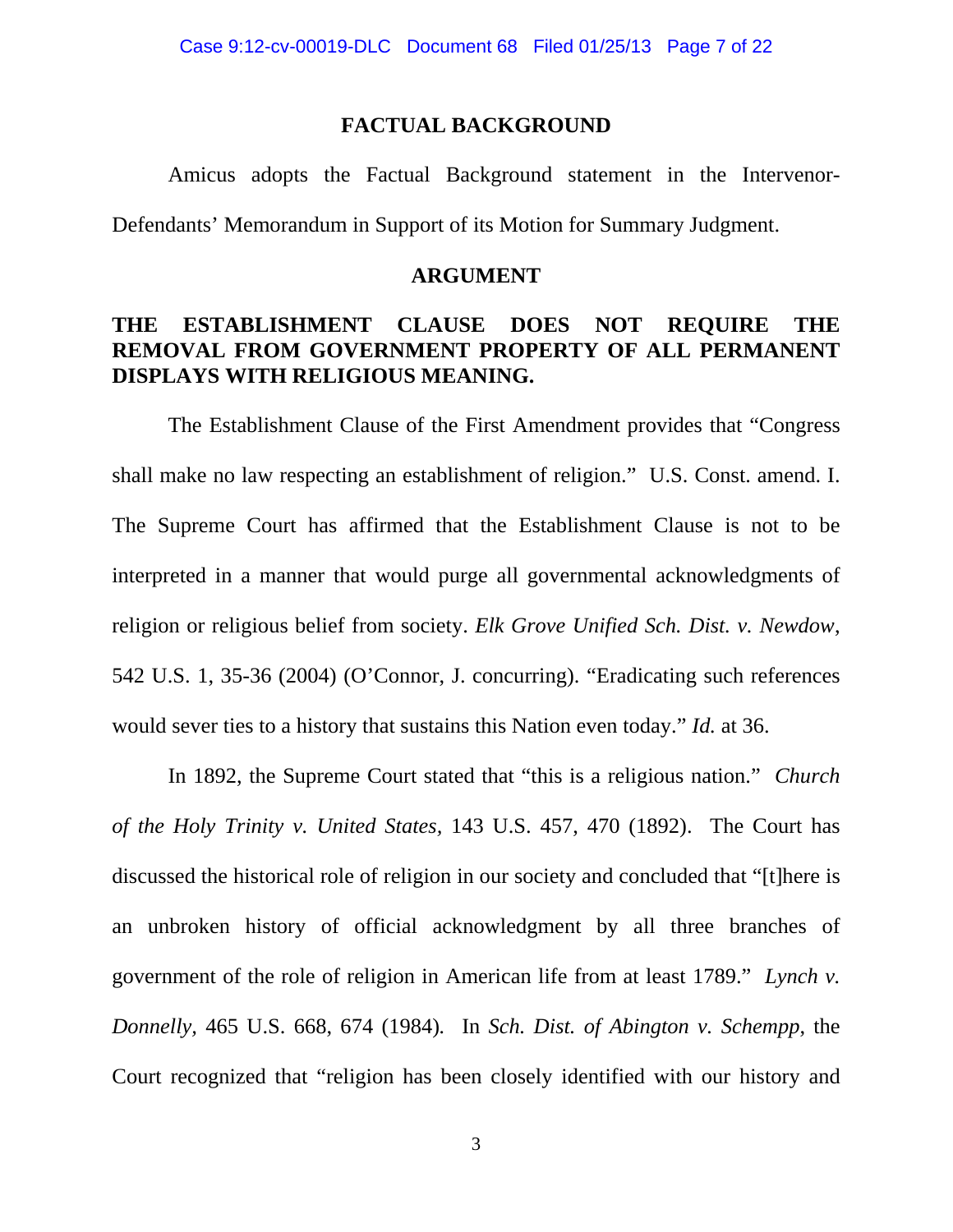## FACTUAL BACKGROUND

Amicus adopts the Factual Background statement in the Intervenor-Defendants' Memorandum in Support of its Motion for Summary Judgment.

## ARGUMENT

### THE ESTABLISHMENT CLAUSE DOES NOT REQUIRE THE REMOVAL FROM GOVERNMENT PROPERTY OF ALL PERMANENT DISPLAYS WITH RELIGIOUS MEANING.

The Establishment Clause of the First Amendment provides that "Congress shall make no law respecting an establishment of religion." U.S. Const. amend. I. The Supreme Court has affirmed that the Establishment Clause is not to be interpreted in a manner that would purge all governmental acknowledgments of religion or religious belief from society. *Elk Grove Unified Sch. Dist. v. Newdow*, 542 U.S. 1, 35-36 (2004) (O'Connor, J. concurring). "Eradicating such references would sever ties to a history that sustains this Nation even today." *Id.* at 36.

In 1892, the Supreme Court stated that "this is a religious nation." *Church of the Holy Trinity v. United States*, 143 U.S. 457, 470 (1892). The Court has discussed the historical role of religion in our society and concluded that "[t]here is an unbroken history of official acknowledgment by all three branches of government of the role of religion in American life from at least 1789." *Lynch v. Donnelly*, 465 U.S. 668, 674 (1984). In *Sch. Dist. of Abington v. Schempp*, the Court recognized that "religion has been closely identified with our history and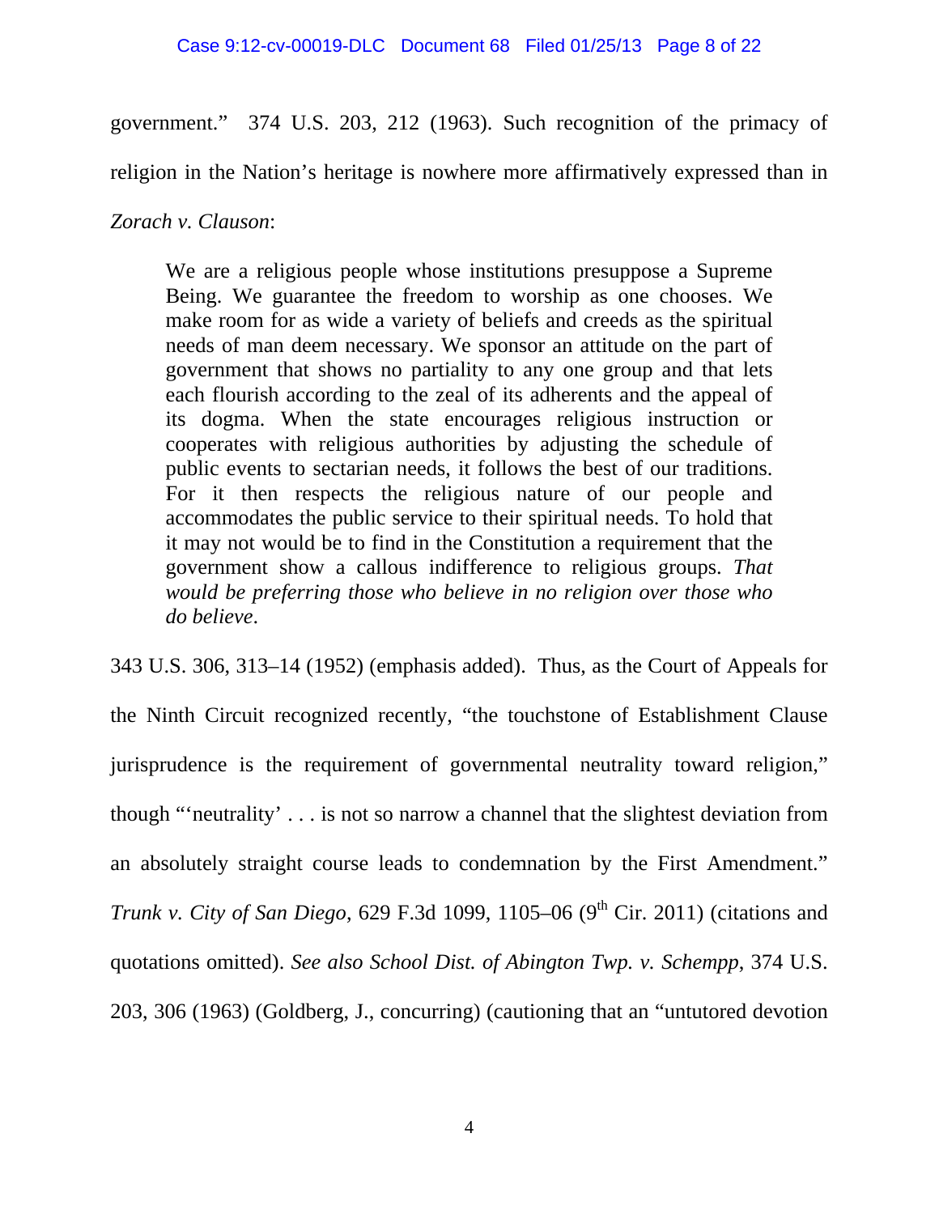government." 374 U.S. 203, 212 (1963). Such recognition of the primacy of religion in the Nation's heritage is nowhere more affirmatively expressed than in *Zorach v. Clauson*:

> We are a religious people whose institutions presuppose a Supreme Being. We guarantee the freedom to worship as one chooses. We make room for as wide a variety of beliefs and creeds as the spiritual needs of man deem necessary. We sponsor an attitude on the part of government that shows no partiality to any one group and that lets each flourish according to the zeal of its adherents and the appeal of its dogma. When the state encourages religious instruction or cooperates with religious authorities by adjusting the schedule of public events to sectarian needs, it follows the best of our traditions. For it then respects the religious nature of our people and accommodates the public service to their spiritual needs. To hold that it may not would be to find in the Constitution a requirement that the government show a callous indifference to religious groups. *That would be preferring those who believe in no religion over those who do believe*.

343 U.S. 306, 313–14 (1952) (emphasis added). Thus, as the Court of Appeals for the Ninth Circuit recognized recently, "the touchstone of Establishment Clause jurisprudence is the requirement of governmental neutrality toward religion," though "'neutrality' . . . is not so narrow a channel that the slightest deviation from an absolutely straight course leads to condemnation by the First Amendment." *Trunk v. City of San Diego*, 629 F.3d 1099, 1105–06 (9th Cir. 2011) (citations and quotations omitted). *See also School Dist. of Abington Twp. v. Schempp*, 374 U.S. 203, 306 (1963) (Goldberg, J., concurring) (cautioning that an "untutored devotion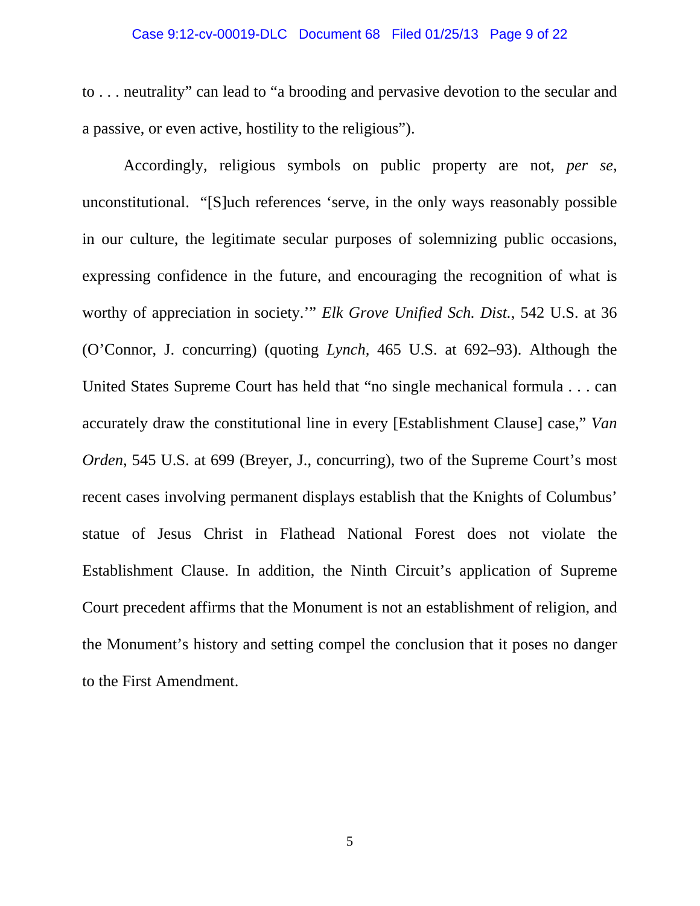to . . . neutrality" can lead to "a brooding and pervasive devotion to the secular and a passive, or even active, hostility to the religious").

Accordingly, religious symbols on public property are not, *per se*, unconstitutional. "[S]uch references 'serve, in the only ways reasonably possible in our culture, the legitimate secular purposes of solemnizing public occasions, expressing confidence in the future, and encouraging the recognition of what is worthy of appreciation in society.'" *Elk Grove Unified Sch. Dist.*, 542 U.S. at 36 (O'Connor, J. concurring) (quoting *Lynch*, 465 U.S. at 692–93). Although the United States Supreme Court has held that "no single mechanical formula . . . can accurately draw the constitutional line in every [Establishment Clause] case," *Van Orden*, 545 U.S. at 699 (Breyer, J., concurring), two of the Supreme Court's most recent cases involving permanent displays establish that the Knights of Columbus' statue of Jesus Christ in Flathead National Forest does not violate the Establishment Clause. In addition, the Ninth Circuit's application of Supreme Court precedent affirms that the Monument is not an establishment of religion, and the Monument's history and setting compel the conclusion that it poses no danger to the First Amendment.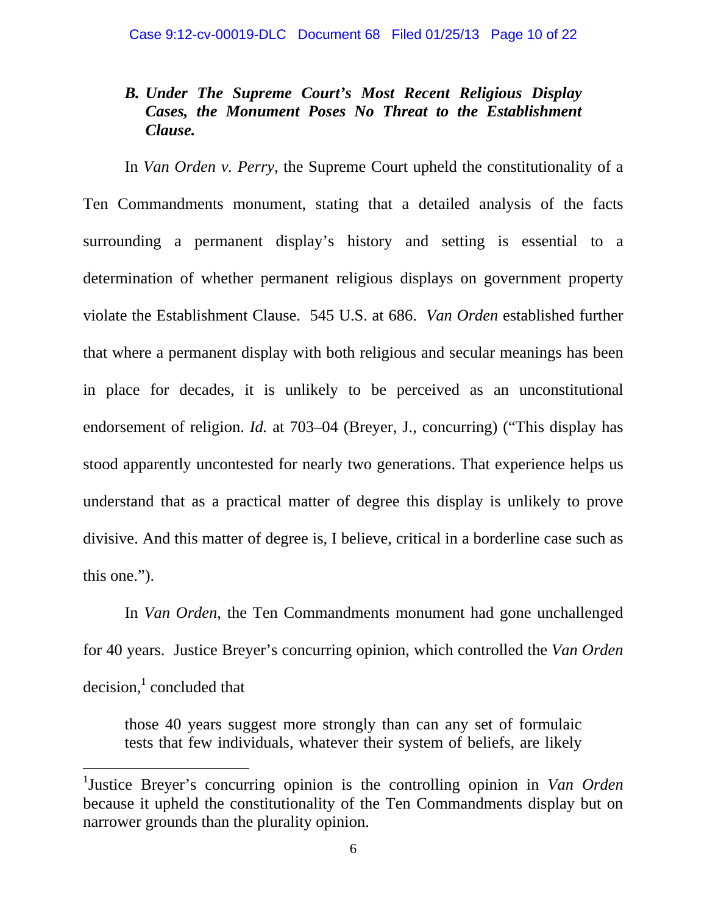### *B. Under The Supreme Court's Most Recent Religious Display Cases, the Monument Poses No Threat to the Establishment Clause.*

In *Van Orden v. Perry*, the Supreme Court upheld the constitutionality of a Ten Commandments monument, stating that a detailed analysis of the facts surrounding a permanent display's history and setting is essential to a determination of whether permanent religious displays on government property violate the Establishment Clause. 545 U.S. at 686. *Van Orden* established further that where a permanent display with both religious and secular meanings has been in place for decades, it is unlikely to be perceived as an unconstitutional endorsement of religion. *Id.* at 703–04 (Breyer, J., concurring) ("This display has stood apparently uncontested for nearly two generations. That experience helps us understand that as a practical matter of degree this display is unlikely to prove divisive. And this matter of degree is, I believe, critical in a borderline case such as this one.").

In *Van Orden*, the Ten Commandments monument had gone unchallenged for 40 years. Justice Breyer's concurring opinion, which controlled the *Van Orden* decision,[1] concluded that

> those 40 years suggest more strongly than can any set of formulaic tests that few individuals, whatever their system of beliefs, are likely

---

[1]Justice Breyer's concurring opinion is the controlling opinion in *Van Orden* because it upheld the constitutionality of the Ten Commandments display but on narrower grounds than the plurality opinion.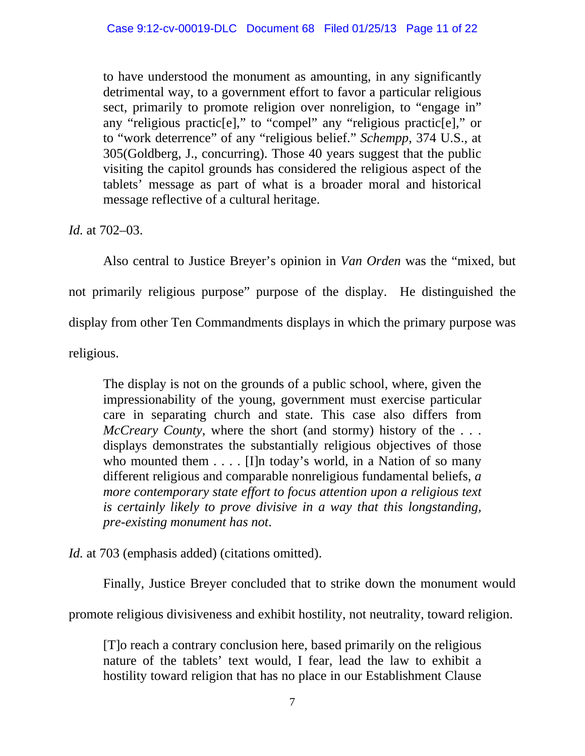> to have understood the monument as amounting, in any significantly detrimental way, to a government effort to favor a particular religious sect, primarily to promote religion over nonreligion, to "engage in" any "religious practic[e]," to "compel" any "religious practic[e]," or to "work deterrence" of any "religious belief." *Schempp*, 374 U.S., at 305(Goldberg, J., concurring). Those 40 years suggest that the public visiting the capitol grounds has considered the religious aspect of the tablets' message as part of what is a broader moral and historical message reflective of a cultural heritage.

*Id.* at 702–03.

Also central to Justice Breyer's opinion in *Van Orden* was the "mixed, but not primarily religious purpose" purpose of the display. He distinguished the display from other Ten Commandments displays in which the primary purpose was religious.

> The display is not on the grounds of a public school, where, given the impressionability of the young, government must exercise particular care in separating church and state. This case also differs from *McCreary County*, where the short (and stormy) history of the . . . displays demonstrates the substantially religious objectives of those who mounted them . . . . [I]n today's world, in a Nation of so many different religious and comparable nonreligious fundamental beliefs, *a more contemporary state effort to focus attention upon a religious text is certainly likely to prove divisive in a way that this longstanding, pre-existing monument has not*.

*Id.* at 703 (emphasis added) (citations omitted).

Finally, Justice Breyer concluded that to strike down the monument would promote religious divisiveness and exhibit hostility, not neutrality, toward religion.

> [T]o reach a contrary conclusion here, based primarily on the religious nature of the tablets' text would, I fear, lead the law to exhibit a hostility toward religion that has no place in our Establishment Clause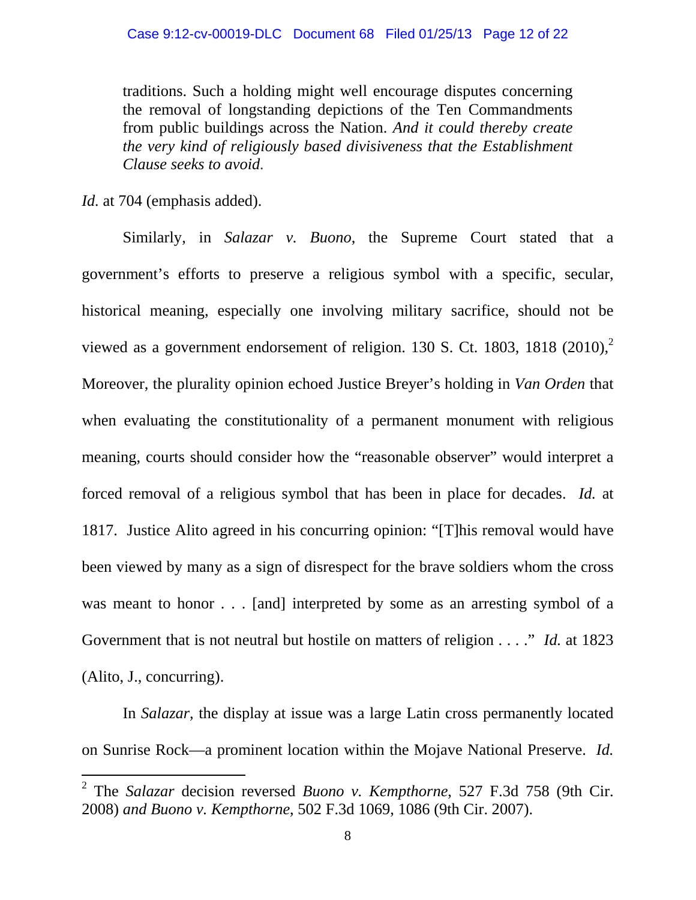> traditions. Such a holding might well encourage disputes concerning the removal of longstanding depictions of the Ten Commandments from public buildings across the Nation. *And it could thereby create the very kind of religiously based divisiveness that the Establishment Clause seeks to avoid.*

*Id.* at 704 (emphasis added).

Similarly, in *Salazar v. Buono*, the Supreme Court stated that a government's efforts to preserve a religious symbol with a specific, secular, historical meaning, especially one involving military sacrifice, should not be viewed as a government endorsement of religion. 130 S. Ct. 1803, 1818 (2010),[2] Moreover, the plurality opinion echoed Justice Breyer's holding in *Van Orden* that when evaluating the constitutionality of a permanent monument with religious meaning, courts should consider how the "reasonable observer" would interpret a forced removal of a religious symbol that has been in place for decades. *Id.* at 1817. Justice Alito agreed in his concurring opinion: "[T]his removal would have been viewed by many as a sign of disrespect for the brave soldiers whom the cross was meant to honor . . . [and] interpreted by some as an arresting symbol of a Government that is not neutral but hostile on matters of religion . . . ." *Id.* at 1823 (Alito, J., concurring).

In *Salazar*, the display at issue was a large Latin cross permanently located on Sunrise Rock—a prominent location within the Mojave National Preserve. *Id.*

---

[2] The *Salazar* decision reversed *Buono v. Kempthorne*, 527 F.3d 758 (9th Cir. 2008) *and Buono v. Kempthorne*, 502 F.3d 1069, 1086 (9th Cir. 2007).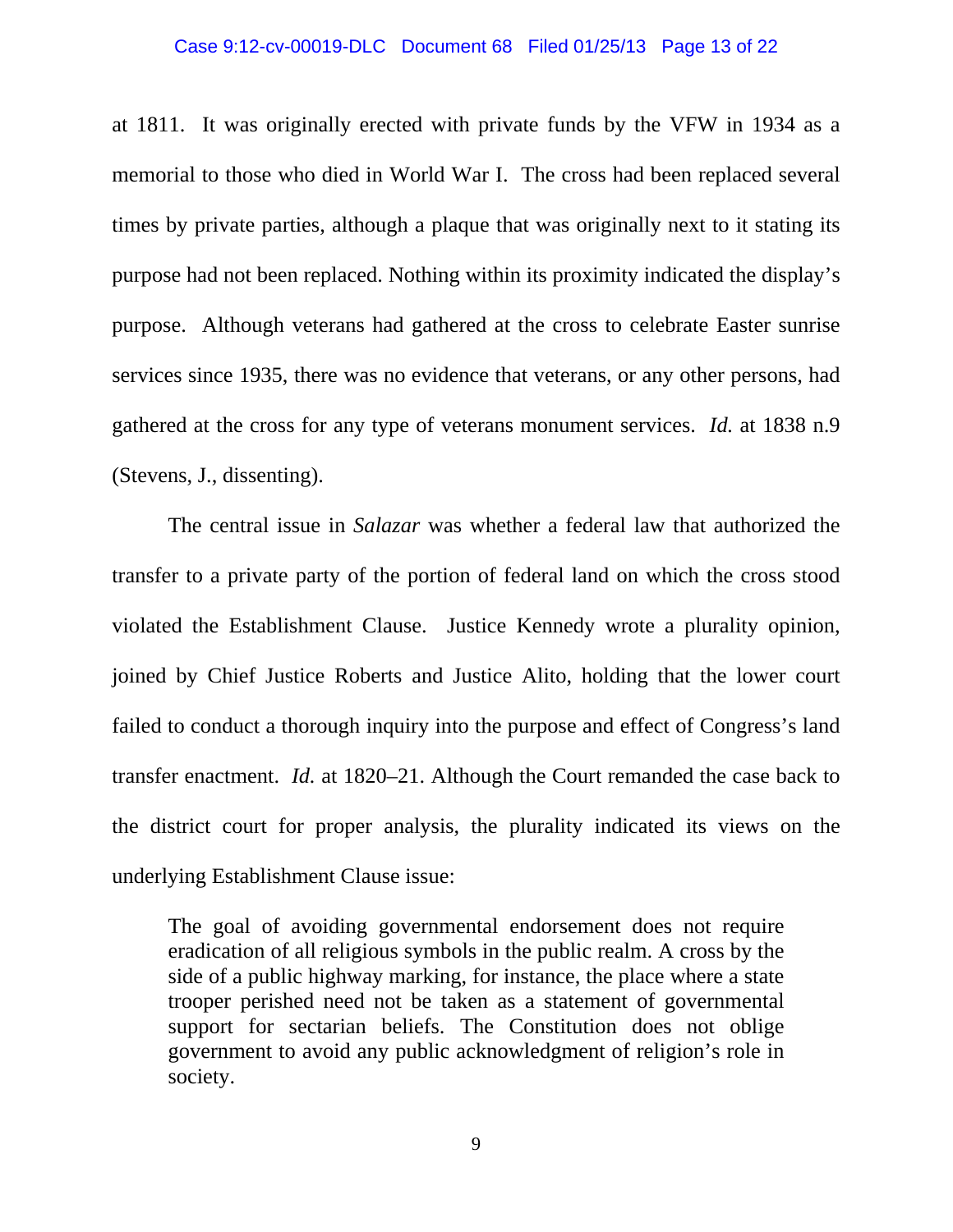at 1811. It was originally erected with private funds by the VFW in 1934 as a memorial to those who died in World War I. The cross had been replaced several times by private parties, although a plaque that was originally next to it stating its purpose had not been replaced. Nothing within its proximity indicated the display's purpose. Although veterans had gathered at the cross to celebrate Easter sunrise services since 1935, there was no evidence that veterans, or any other persons, had gathered at the cross for any type of veterans monument services. *Id.* at 1838 n.9 (Stevens, J., dissenting).

The central issue in *Salazar* was whether a federal law that authorized the transfer to a private party of the portion of federal land on which the cross stood violated the Establishment Clause. Justice Kennedy wrote a plurality opinion, joined by Chief Justice Roberts and Justice Alito, holding that the lower court failed to conduct a thorough inquiry into the purpose and effect of Congress's land transfer enactment. *Id.* at 1820–21. Although the Court remanded the case back to the district court for proper analysis, the plurality indicated its views on the underlying Establishment Clause issue:

> The goal of avoiding governmental endorsement does not require eradication of all religious symbols in the public realm. A cross by the side of a public highway marking, for instance, the place where a state trooper perished need not be taken as a statement of governmental support for sectarian beliefs. The Constitution does not oblige government to avoid any public acknowledgment of religion's role in society.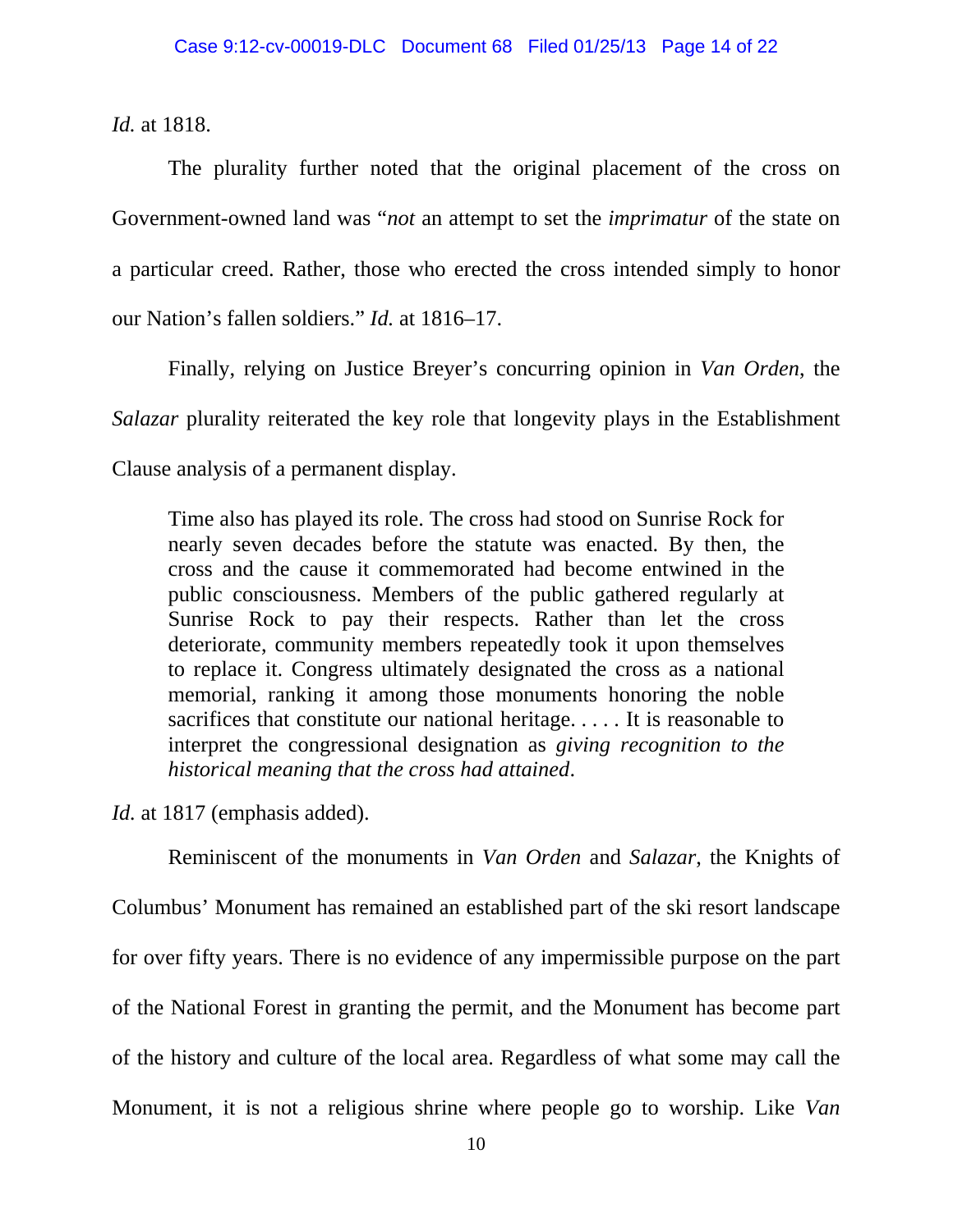*Id.* at 1818.

The plurality further noted that the original placement of the cross on Government-owned land was "*not* an attempt to set the *imprimatur* of the state on a particular creed. Rather, those who erected the cross intended simply to honor our Nation's fallen soldiers." *Id.* at 1816–17.

Finally, relying on Justice Breyer's concurring opinion in *Van Orden*, the *Salazar* plurality reiterated the key role that longevity plays in the Establishment Clause analysis of a permanent display.

> Time also has played its role. The cross had stood on Sunrise Rock for nearly seven decades before the statute was enacted. By then, the cross and the cause it commemorated had become entwined in the public consciousness. Members of the public gathered regularly at Sunrise Rock to pay their respects. Rather than let the cross deteriorate, community members repeatedly took it upon themselves to replace it. Congress ultimately designated the cross as a national memorial, ranking it among those monuments honoring the noble sacrifices that constitute our national heritage. . . . . It is reasonable to interpret the congressional designation as *giving recognition to the historical meaning that the cross had attained*.

*Id.* at 1817 (emphasis added).

Reminiscent of the monuments in *Van Orden* and *Salazar*, the Knights of Columbus' Monument has remained an established part of the ski resort landscape for over fifty years. There is no evidence of any impermissible purpose on the part of the National Forest in granting the permit, and the Monument has become part of the history and culture of the local area. Regardless of what some may call the Monument, it is not a religious shrine where people go to worship. Like *Van*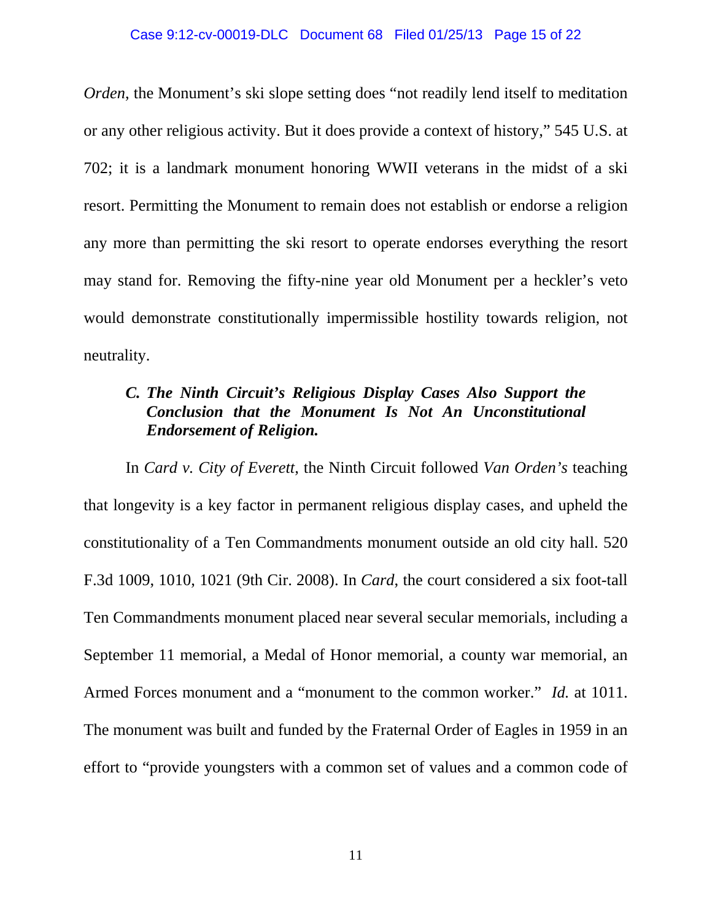*Orden*, the Monument's ski slope setting does "not readily lend itself to meditation or any other religious activity. But it does provide a context of history," 545 U.S. at 702; it is a landmark monument honoring WWII veterans in the midst of a ski resort. Permitting the Monument to remain does not establish or endorse a religion any more than permitting the ski resort to operate endorses everything the resort may stand for. Removing the fifty-nine year old Monument per a heckler's veto would demonstrate constitutionally impermissible hostility towards religion, not neutrality.

### *C. The Ninth Circuit's Religious Display Cases Also Support the Conclusion that the Monument Is Not An Unconstitutional Endorsement of Religion.*

In *Card v. City of Everett*, the Ninth Circuit followed *Van Orden's* teaching that longevity is a key factor in permanent religious display cases, and upheld the constitutionality of a Ten Commandments monument outside an old city hall. 520 F.3d 1009, 1010, 1021 (9th Cir. 2008). In *Card*, the court considered a six foot-tall Ten Commandments monument placed near several secular memorials, including a September 11 memorial, a Medal of Honor memorial, a county war memorial, an Armed Forces monument and a "monument to the common worker." *Id.* at 1011. The monument was built and funded by the Fraternal Order of Eagles in 1959 in an effort to "provide youngsters with a common set of values and a common code of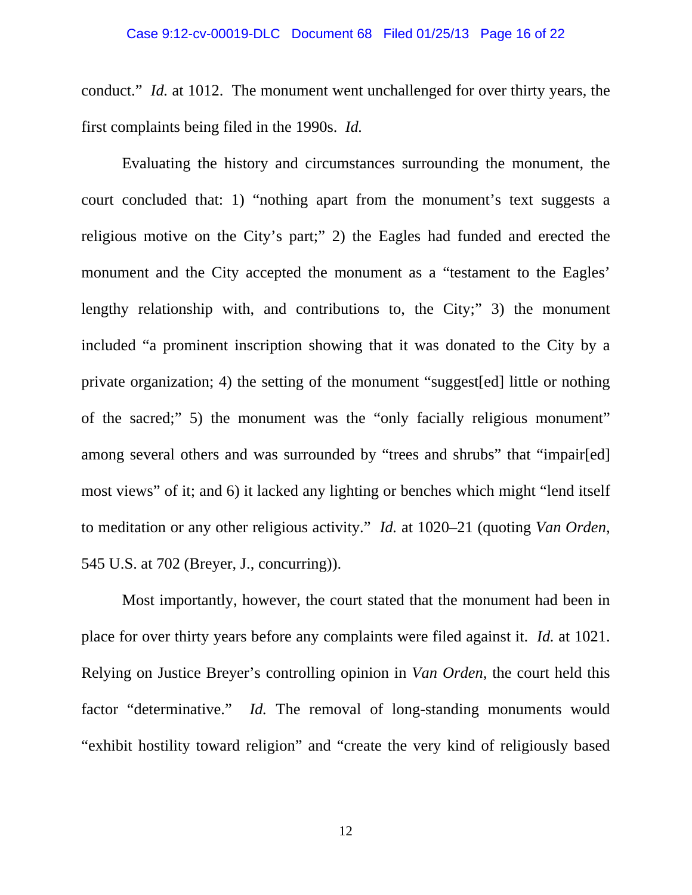conduct." *Id.* at 1012. The monument went unchallenged for over thirty years, the first complaints being filed in the 1990s. *Id.*

Evaluating the history and circumstances surrounding the monument, the court concluded that: 1) "nothing apart from the monument's text suggests a religious motive on the City's part;" 2) the Eagles had funded and erected the monument and the City accepted the monument as a "testament to the Eagles' lengthy relationship with, and contributions to, the City;" 3) the monument included "a prominent inscription showing that it was donated to the City by a private organization; 4) the setting of the monument "suggest[ed] little or nothing of the sacred;" 5) the monument was the "only facially religious monument" among several others and was surrounded by "trees and shrubs" that "impair[ed] most views" of it; and 6) it lacked any lighting or benches which might "lend itself to meditation or any other religious activity." *Id.* at 1020–21 (quoting *Van Orden*, 545 U.S. at 702 (Breyer, J., concurring)).

Most importantly, however, the court stated that the monument had been in place for over thirty years before any complaints were filed against it. *Id.* at 1021. Relying on Justice Breyer's controlling opinion in *Van Orden*, the court held this factor "determinative." *Id.* The removal of long-standing monuments would "exhibit hostility toward religion" and "create the very kind of religiously based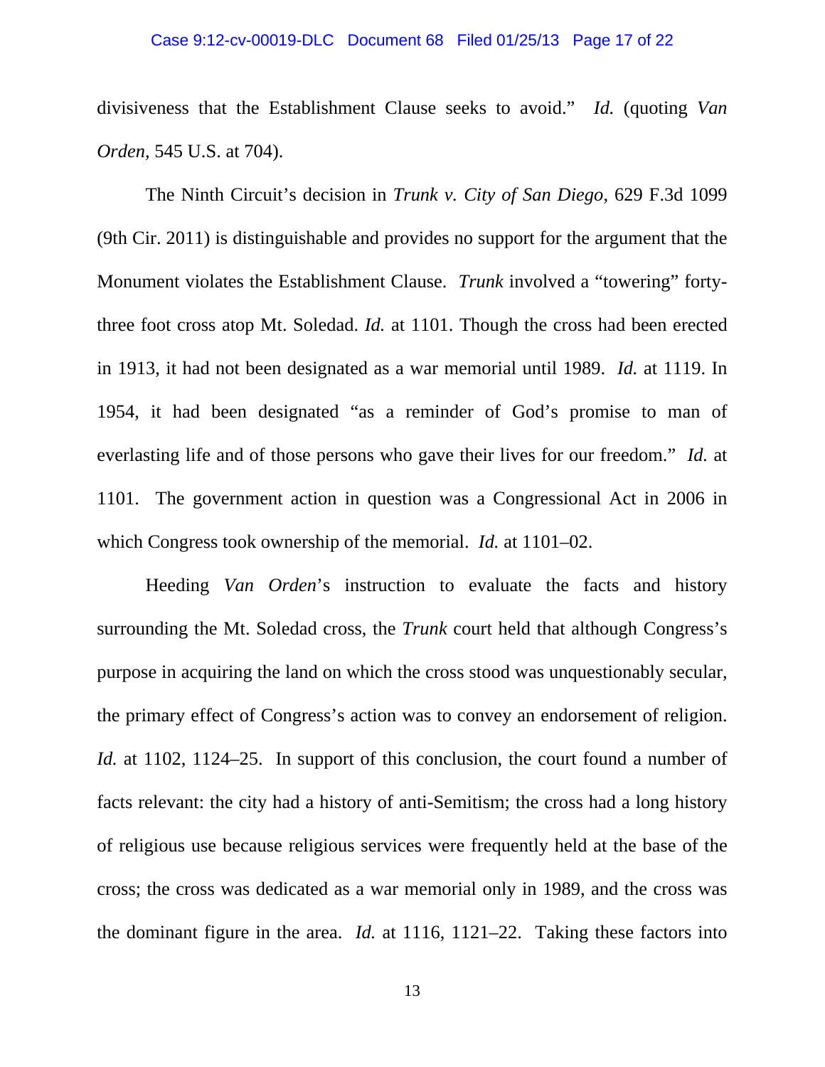divisiveness that the Establishment Clause seeks to avoid." *Id.* (quoting *Van Orden*, 545 U.S. at 704).

The Ninth Circuit's decision in *Trunk v. City of San Diego*, 629 F.3d 1099 (9th Cir. 2011) is distinguishable and provides no support for the argument that the Monument violates the Establishment Clause. *Trunk* involved a "towering" forty-three foot cross atop Mt. Soledad. *Id.* at 1101. Though the cross had been erected in 1913, it had not been designated as a war memorial until 1989. *Id.* at 1119. In 1954, it had been designated "as a reminder of God's promise to man of everlasting life and of those persons who gave their lives for our freedom." *Id.* at 1101. The government action in question was a Congressional Act in 2006 in which Congress took ownership of the memorial. *Id.* at 1101–02.

Heeding *Van Orden*'s instruction to evaluate the facts and history surrounding the Mt. Soledad cross, the *Trunk* court held that although Congress's purpose in acquiring the land on which the cross stood was unquestionably secular, the primary effect of Congress's action was to convey an endorsement of religion. *Id.* at 1102, 1124–25. In support of this conclusion, the court found a number of facts relevant: the city had a history of anti-Semitism; the cross had a long history of religious use because religious services were frequently held at the base of the cross; the cross was dedicated as a war memorial only in 1989, and the cross was the dominant figure in the area. *Id.* at 1116, 1121–22. Taking these factors into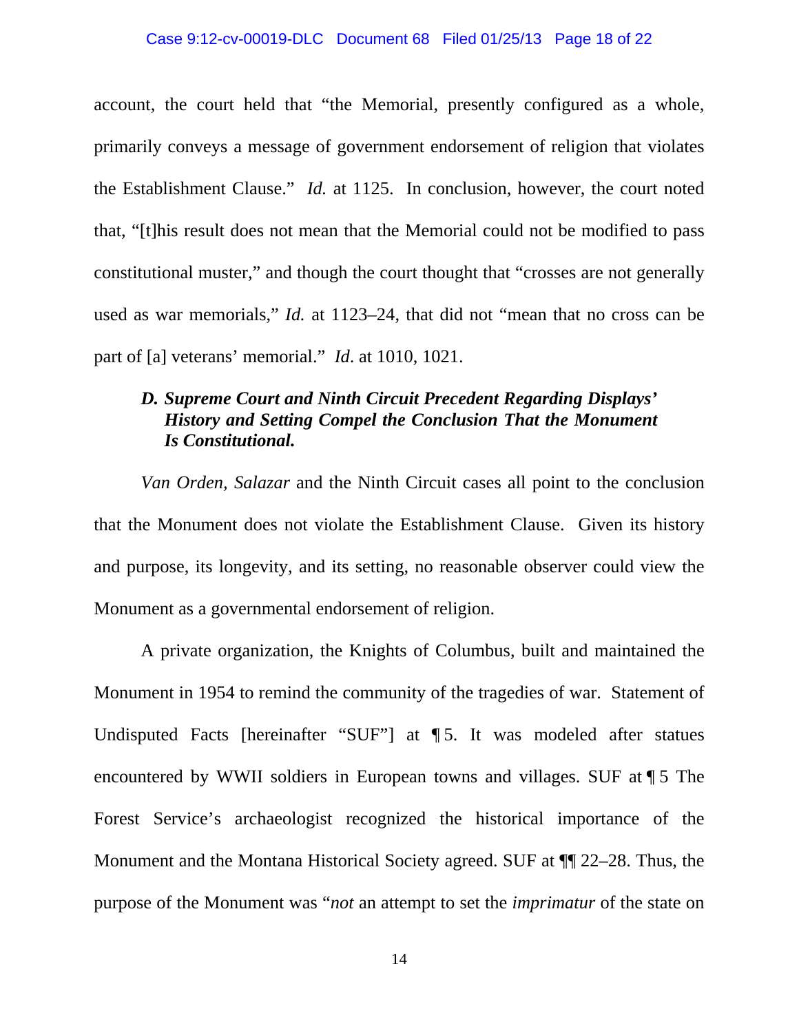account, the court held that "the Memorial, presently configured as a whole, primarily conveys a message of government endorsement of religion that violates the Establishment Clause." *Id.* at 1125. In conclusion, however, the court noted that, "[t]his result does not mean that the Memorial could not be modified to pass constitutional muster," and though the court thought that "crosses are not generally used as war memorials," *Id.* at 1123–24, that did not "mean that no cross can be part of [a] veterans' memorial." *Id*. at 1010, 1021.

### *D. Supreme Court and Ninth Circuit Precedent Regarding Displays' History and Setting Compel the Conclusion That the Monument Is Constitutional.*

*Van Orden, Salazar* and the Ninth Circuit cases all point to the conclusion that the Monument does not violate the Establishment Clause. Given its history and purpose, its longevity, and its setting, no reasonable observer could view the Monument as a governmental endorsement of religion.

A private organization, the Knights of Columbus, built and maintained the Monument in 1954 to remind the community of the tragedies of war. Statement of Undisputed Facts [hereinafter "SUF"] at ¶ 5. It was modeled after statues encountered by WWII soldiers in European towns and villages. SUF at ¶ 5 The Forest Service's archaeologist recognized the historical importance of the Monument and the Montana Historical Society agreed. SUF at ¶¶ 22–28. Thus, the purpose of the Monument was "*not* an attempt to set the *imprimatur* of the state on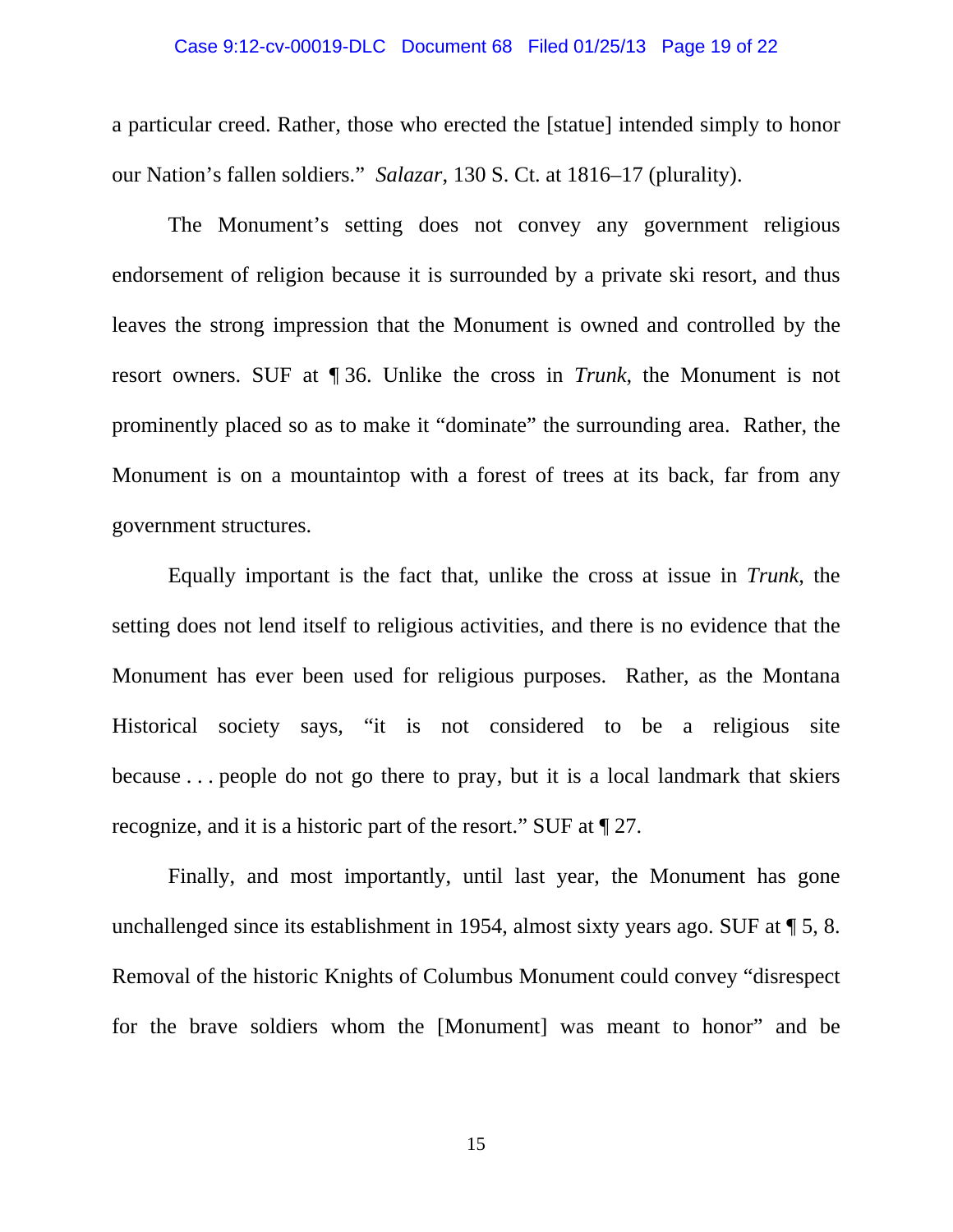a particular creed. Rather, those who erected the [statue] intended simply to honor our Nation's fallen soldiers." *Salazar*, 130 S. Ct. at 1816–17 (plurality).

The Monument's setting does not convey any government religious endorsement of religion because it is surrounded by a private ski resort, and thus leaves the strong impression that the Monument is owned and controlled by the resort owners. SUF at ¶ 36. Unlike the cross in *Trunk*, the Monument is not prominently placed so as to make it "dominate" the surrounding area. Rather, the Monument is on a mountaintop with a forest of trees at its back, far from any government structures.

Equally important is the fact that, unlike the cross at issue in *Trunk*, the setting does not lend itself to religious activities, and there is no evidence that the Monument has ever been used for religious purposes. Rather, as the Montana Historical society says, "it is not considered to be a religious site because . . . people do not go there to pray, but it is a local landmark that skiers recognize, and it is a historic part of the resort." SUF at ¶ 27.

Finally, and most importantly, until last year, the Monument has gone unchallenged since its establishment in 1954, almost sixty years ago. SUF at ¶ 5, 8. Removal of the historic Knights of Columbus Monument could convey "disrespect for the brave soldiers whom the [Monument] was meant to honor" and be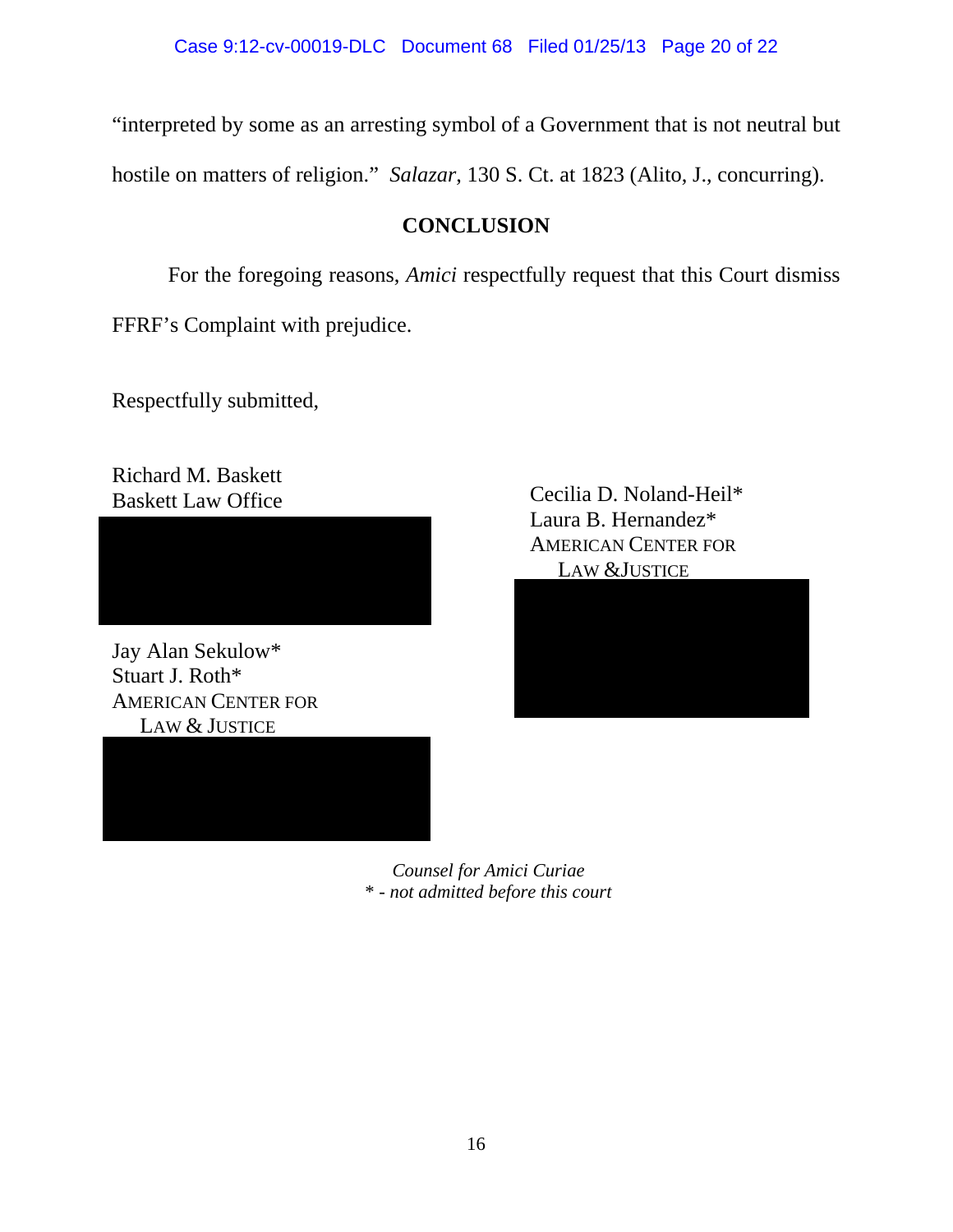"interpreted by some as an arresting symbol of a Government that is not neutral but hostile on matters of religion." *Salazar*, 130 S. Ct. at 1823 (Alito, J., concurring).

## CONCLUSION

For the foregoing reasons, *Amici* respectfully request that this Court dismiss FFRF's Complaint with prejudice.

Respectfully submitted,

Richard M. Baskett
Baskett Law Office

Jay Alan Sekulow*
Stuart J. Roth*
AMERICAN CENTER FOR LAW & JUSTICE

Cecilia D. Noland-Heil*
Laura B. Hernandez*
AMERICAN CENTER FOR LAW &JUSTICE

*Counsel for Amici Curiae*
*\* - not admitted before this court*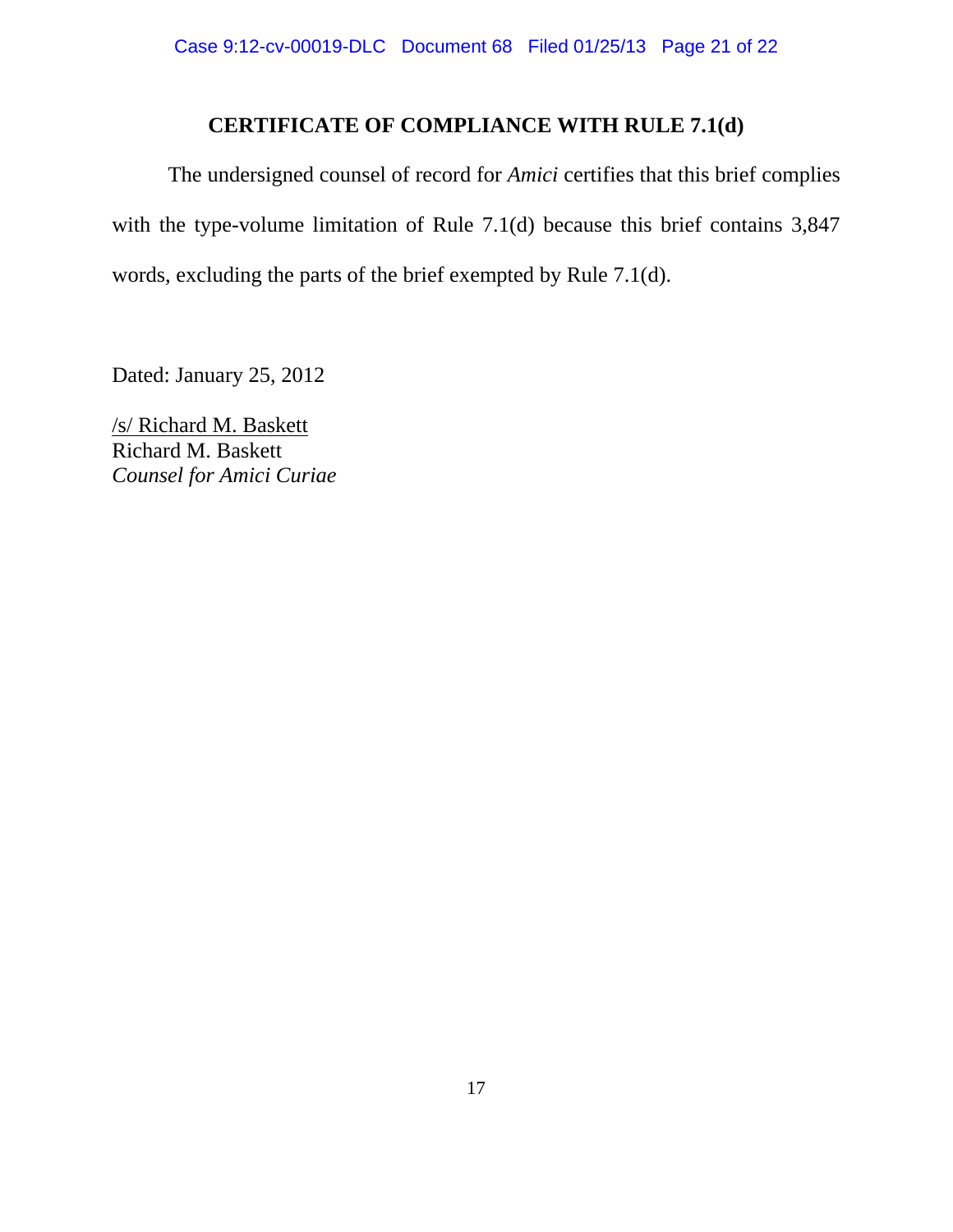## CERTIFICATE OF COMPLIANCE WITH RULE 7.1(d)

The undersigned counsel of record for *Amici* certifies that this brief complies with the type-volume limitation of Rule 7.1(d) because this brief contains 3,847 words, excluding the parts of the brief exempted by Rule 7.1(d).

Dated: January 25, 2012

/s/ Richard M. Baskett
Richard M. Baskett
*Counsel for Amici Curiae*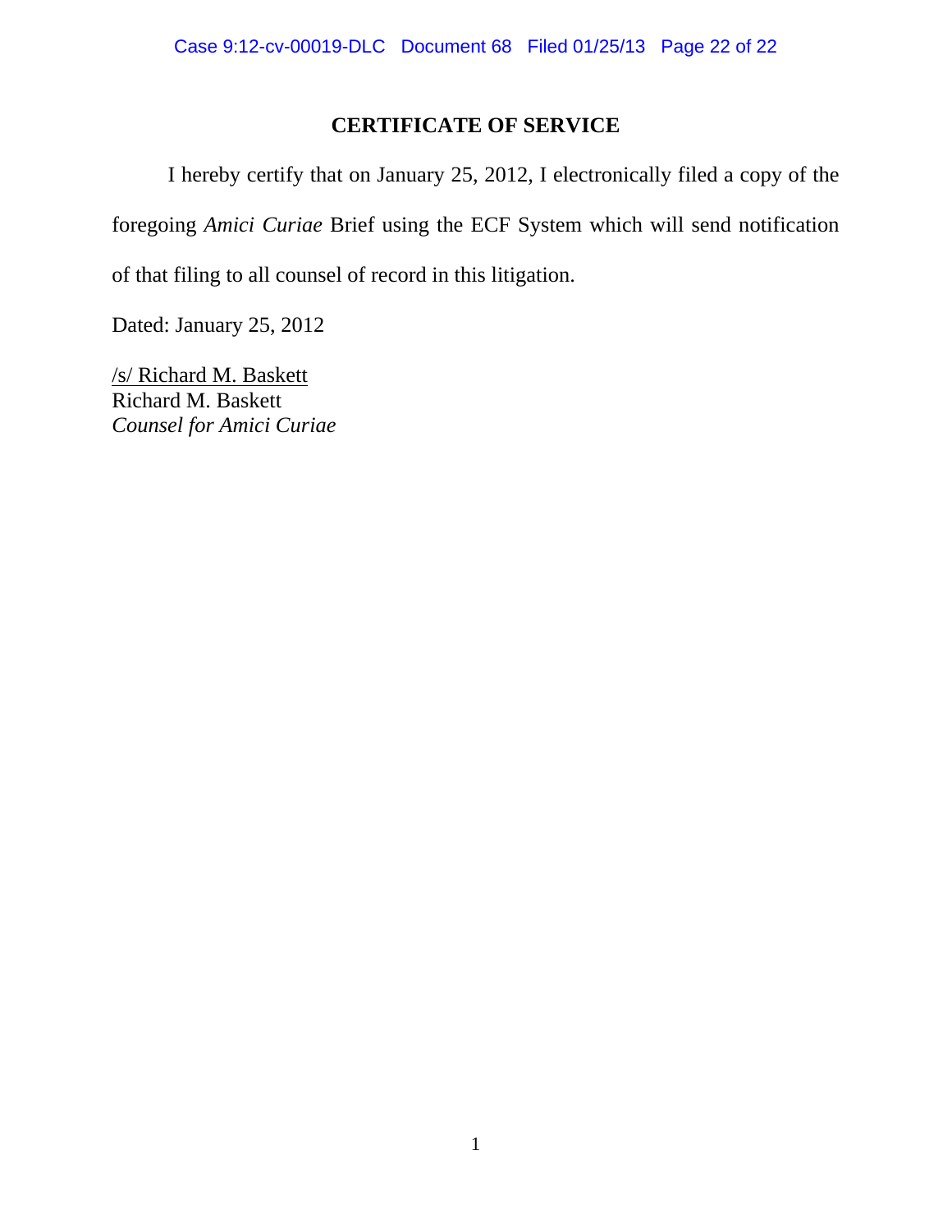## CERTIFICATE OF SERVICE

I hereby certify that on January 25, 2012, I electronically filed a copy of the foregoing *Amici Curiae* Brief using the ECF System which will send notification of that filing to all counsel of record in this litigation.

Dated: January 25, 2012

/s/ Richard M. Baskett
Richard M. Baskett
*Counsel for Amici Curiae*